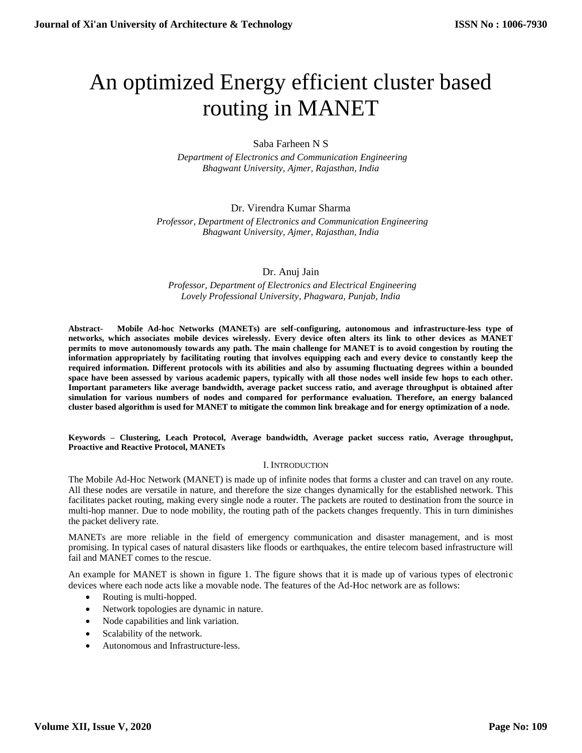# An optimized Energy efficient cluster based routing in MANET

Saba Farheen N S

*Department of Electronics and Communication Engineering*
*Bhagwant University, Ajmer, Rajasthan, India*

Dr. Virendra Kumar Sharma

*Professor, Department of Electronics and Communication Engineering*
*Bhagwant University, Ajmer, Rajasthan, India*

Dr. Anuj Jain

*Professor, Department of Electronics and Electrical Engineering*
*Lovely Professional University, Phagwara, Punjab, India*

**Abstract- Mobile Ad-hoc Networks (MANETs) are self-configuring, autonomous and infrastructure-less type of networks, which associates mobile devices wirelessly. Every device often alters its link to other devices as MANET permits to move autonomously towards any path. The main challenge for MANET is to avoid congestion by routing the information appropriately by facilitating routing that involves equipping each and every device to constantly keep the required information. Different protocols with its abilities and also by assuming fluctuating degrees within a bounded space have been assessed by various academic papers, typically with all those nodes well inside few hops to each other. Important parameters like average bandwidth, average packet success ratio, and average throughput is obtained after simulation for various numbers of nodes and compared for performance evaluation. Therefore, an energy balanced cluster based algorithm is used for MANET to mitigate the common link breakage and for energy optimization of a node.**

**Keywords – Clustering, Leach Protocol, Average bandwidth, Average packet success ratio, Average throughput, Proactive and Reactive Protocol, MANETs**

## I. Introduction

The Mobile Ad-Hoc Network (MANET) is made up of infinite nodes that forms a cluster and can travel on any route. All these nodes are versatile in nature, and therefore the size changes dynamically for the established network. This facilitates packet routing, making every single node a router. The packets are routed to destination from the source in multi-hop manner. Due to node mobility, the routing path of the packets changes frequently. This in turn diminishes the packet delivery rate.

MANETs are more reliable in the field of emergency communication and disaster management, and is most promising. In typical cases of natural disasters like floods or earthquakes, the entire telecom based infrastructure will fail and MANET comes to the rescue.

An example for MANET is shown in figure 1. The figure shows that it is made up of various types of electronic devices where each node acts like a movable node. The features of the Ad-Hoc network are as follows:

- Routing is multi-hopped.
- Network topologies are dynamic in nature.
- Node capabilities and link variation.
- Scalability of the network.
- Autonomous and Infrastructure-less.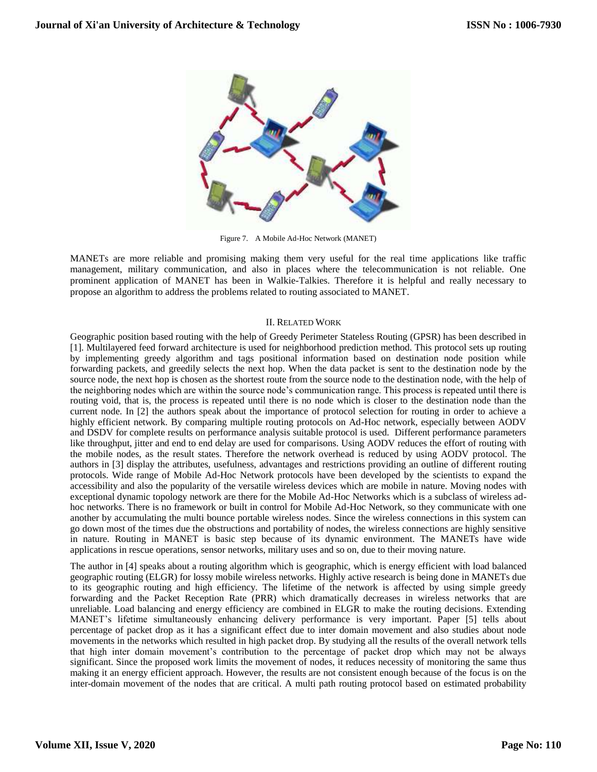Figure 7. A Mobile Ad-Hoc Network (MANET)

MANETs are more reliable and promising making them very useful for the real time applications like traffic management, military communication, and also in places where the telecommunication is not reliable. One prominent application of MANET has been in Walkie-Talkies. Therefore it is helpful and really necessary to propose an algorithm to address the problems related to routing associated to MANET.

## II. Related Work

Geographic position based routing with the help of Greedy Perimeter Stateless Routing (GPSR) has been described in [1]. Multilayered feed forward architecture is used for neighborhood prediction method. This protocol sets up routing by implementing greedy algorithm and tags positional information based on destination node position while forwarding packets, and greedily selects the next hop. When the data packet is sent to the destination node by the source node, the next hop is chosen as the shortest route from the source node to the destination node, with the help of the neighboring nodes which are within the source node's communication range. This process is repeated until there is routing void, that is, the process is repeated until there is no node which is closer to the destination node than the current node. In [2] the authors speak about the importance of protocol selection for routing in order to achieve a highly efficient network. By comparing multiple routing protocols on Ad-Hoc network, especially between AODV and DSDV for complete results on performance analysis suitable protocol is used. Different performance parameters like throughput, jitter and end to end delay are used for comparisons. Using AODV reduces the effort of routing with the mobile nodes, as the result states. Therefore the network overhead is reduced by using AODV protocol. The authors in [3] display the attributes, usefulness, advantages and restrictions providing an outline of different routing protocols. Wide range of Mobile Ad-Hoc Network protocols have been developed by the scientists to expand the accessibility and also the popularity of the versatile wireless devices which are mobile in nature. Moving nodes with exceptional dynamic topology network are there for the Mobile Ad-Hoc Networks which is a subclass of wireless ad-hoc networks. There is no framework or built in control for Mobile Ad-Hoc Network, so they communicate with one another by accumulating the multi bounce portable wireless nodes. Since the wireless connections in this system can go down most of the times due the obstructions and portability of nodes, the wireless connections are highly sensitive in nature. Routing in MANET is basic step because of its dynamic environment. The MANETs have wide applications in rescue operations, sensor networks, military uses and so on, due to their moving nature.

The author in [4] speaks about a routing algorithm which is geographic, which is energy efficient with load balanced geographic routing (ELGR) for lossy mobile wireless networks. Highly active research is being done in MANETs due to its geographic routing and high efficiency. The lifetime of the network is affected by using simple greedy forwarding and the Packet Reception Rate (PRR) which dramatically decreases in wireless networks that are unreliable. Load balancing and energy efficiency are combined in ELGR to make the routing decisions. Extending MANET's lifetime simultaneously enhancing delivery performance is very important. Paper [5] tells about percentage of packet drop as it has a significant effect due to inter domain movement and also studies about node movements in the networks which resulted in high packet drop. By studying all the results of the overall network tells that high inter domain movement's contribution to the percentage of packet drop which may not be always significant. Since the proposed work limits the movement of nodes, it reduces necessity of monitoring the same thus making it an energy efficient approach. However, the results are not consistent enough because of the focus is on the inter-domain movement of the nodes that are critical. A multi path routing protocol based on estimated probability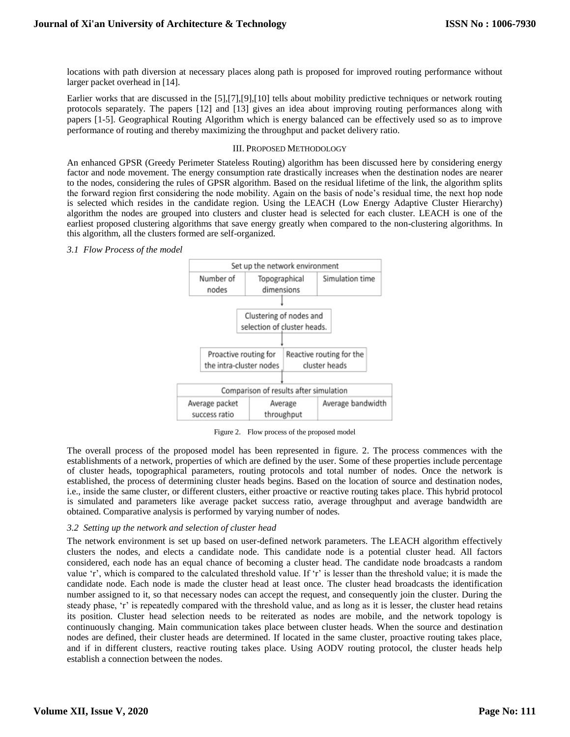locations with path diversion at necessary places along path is proposed for improved routing performance without larger packet overhead in [14].

Earlier works that are discussed in the [5],[7],[9],[10] tells about mobility predictive techniques or network routing protocols separately. The papers [12] and [13] gives an idea about improving routing performances along with papers [1-5]. Geographical Routing Algorithm which is energy balanced can be effectively used so as to improve performance of routing and thereby maximizing the throughput and packet delivery ratio.

## III. Proposed Methodology

An enhanced GPSR (Greedy Perimeter Stateless Routing) algorithm has been discussed here by considering energy factor and node movement. The energy consumption rate drastically increases when the destination nodes are nearer to the nodes, considering the rules of GPSR algorithm. Based on the residual lifetime of the link, the algorithm splits the forward region first considering the node mobility. Again on the basis of node's residual time, the next hop node is selected which resides in the candidate region. Using the LEACH (Low Energy Adaptive Cluster Hierarchy) algorithm the nodes are grouped into clusters and cluster head is selected for each cluster. LEACH is one of the earliest proposed clustering algorithms that save energy greatly when compared to the non-clustering algorithms. In this algorithm, all the clusters formed are self-organized.

### *3.1 Flow Process of the model*

| Set up the network environment | | |
|---|---|---|
| Number of nodes | Topographical dimensions | Simulation time |

↓

Clustering of nodes and selection of cluster heads.

↓

| Proactive routing for the intra-cluster nodes | Reactive routing for the cluster heads |
|---|---|

↓

| Comparison of results after simulation | | |
|---|---|---|
| Average packet success ratio | Average throughput | Average bandwidth |

Figure 2. Flow process of the proposed model

The overall process of the proposed model has been represented in figure. 2. The process commences with the establishments of a network, properties of which are defined by the user. Some of these properties include percentage of cluster heads, topographical parameters, routing protocols and total number of nodes. Once the network is established, the process of determining cluster heads begins. Based on the location of source and destination nodes, i.e., inside the same cluster, or different clusters, either proactive or reactive routing takes place. This hybrid protocol is simulated and parameters like average packet success ratio, average throughput and average bandwidth are obtained. Comparative analysis is performed by varying number of nodes.

### *3.2 Setting up the network and selection of cluster head*

The network environment is set up based on user-defined network parameters. The LEACH algorithm effectively clusters the nodes, and elects a candidate node. This candidate node is a potential cluster head. All factors considered, each node has an equal chance of becoming a cluster head. The candidate node broadcasts a random value 'r', which is compared to the calculated threshold value. If 'r' is lesser than the threshold value; it is made the candidate node. Each node is made the cluster head at least once. The cluster head broadcasts the identification number assigned to it, so that necessary nodes can accept the request, and consequently join the cluster. During the steady phase, 'r' is repeatedly compared with the threshold value, and as long as it is lesser, the cluster head retains its position. Cluster head selection needs to be reiterated as nodes are mobile, and the network topology is continuously changing. Main communication takes place between cluster heads. When the source and destination nodes are defined, their cluster heads are determined. If located in the same cluster, proactive routing takes place, and if in different clusters, reactive routing takes place. Using AODV routing protocol, the cluster heads help establish a connection between the nodes.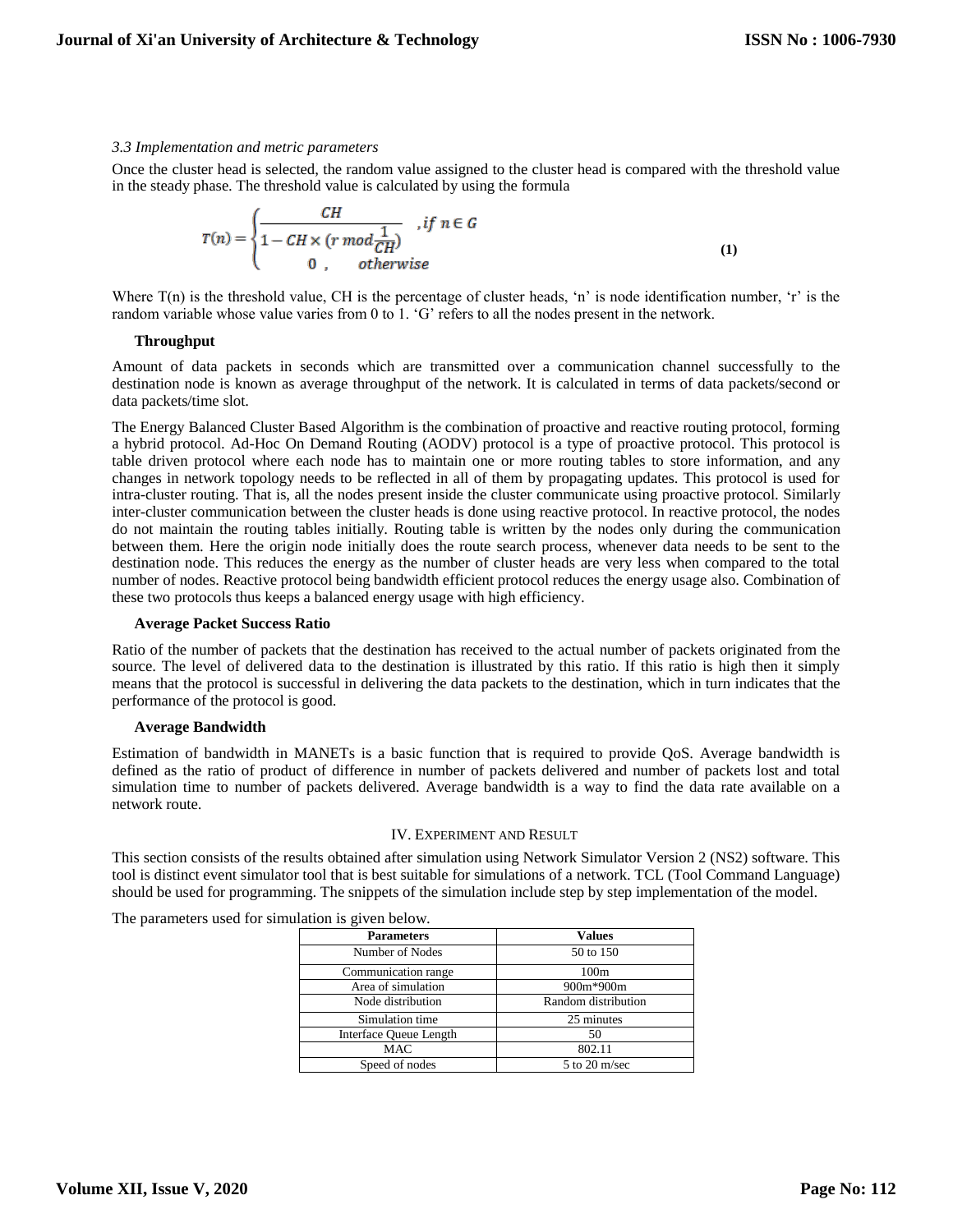### *3.3 Implementation and metric parameters*

Once the cluster head is selected, the random value assigned to the cluster head is compared with the threshold value in the steady phase. The threshold value is calculated by using the formula

$$T(n) = \begin{cases} \dfrac{CH}{1 - CH \times (r \bmod \frac{1}{CH})} & , if\ n \in G \\ 0\ , & otherwise \end{cases} \tag{1}$$

Where T(n) is the threshold value, CH is the percentage of cluster heads, 'n' is node identification number, 'r' is the random variable whose value varies from 0 to 1. 'G' refers to all the nodes present in the network.

**Throughput**

Amount of data packets in seconds which are transmitted over a communication channel successfully to the destination node is known as average throughput of the network. It is calculated in terms of data packets/second or data packets/time slot.

The Energy Balanced Cluster Based Algorithm is the combination of proactive and reactive routing protocol, forming a hybrid protocol. Ad-Hoc On Demand Routing (AODV) protocol is a type of proactive protocol. This protocol is table driven protocol where each node has to maintain one or more routing tables to store information, and any changes in network topology needs to be reflected in all of them by propagating updates. This protocol is used for intra-cluster routing. That is, all the nodes present inside the cluster communicate using proactive protocol. Similarly inter-cluster communication between the cluster heads is done using reactive protocol. In reactive protocol, the nodes do not maintain the routing tables initially. Routing table is written by the nodes only during the communication between them. Here the origin node initially does the route search process, whenever data needs to be sent to the destination node. This reduces the energy as the number of cluster heads are very less when compared to the total number of nodes. Reactive protocol being bandwidth efficient protocol reduces the energy usage also. Combination of these two protocols thus keeps a balanced energy usage with high efficiency.

**Average Packet Success Ratio**

Ratio of the number of packets that the destination has received to the actual number of packets originated from the source. The level of delivered data to the destination is illustrated by this ratio. If this ratio is high then it simply means that the protocol is successful in delivering the data packets to the destination, which in turn indicates that the performance of the protocol is good.

**Average Bandwidth**

Estimation of bandwidth in MANETs is a basic function that is required to provide QoS. Average bandwidth is defined as the ratio of product of difference in number of packets delivered and number of packets lost and total simulation time to number of packets delivered. Average bandwidth is a way to find the data rate available on a network route.

## IV. Experiment and Result

This section consists of the results obtained after simulation using Network Simulator Version 2 (NS2) software. This tool is distinct event simulator tool that is best suitable for simulations of a network. TCL (Tool Command Language) should be used for programming. The snippets of the simulation include step by step implementation of the model.

The parameters used for simulation is given below.

| Parameters | Values |
|---|---|
| Number of Nodes | 50 to 150 |
| Communication range | 100m |
| Area of simulation | 900m*900m |
| Node distribution | Random distribution |
| Simulation time | 25 minutes |
| Interface Queue Length | 50 |
| MAC | 802.11 |
| Speed of nodes | 5 to 20 m/sec |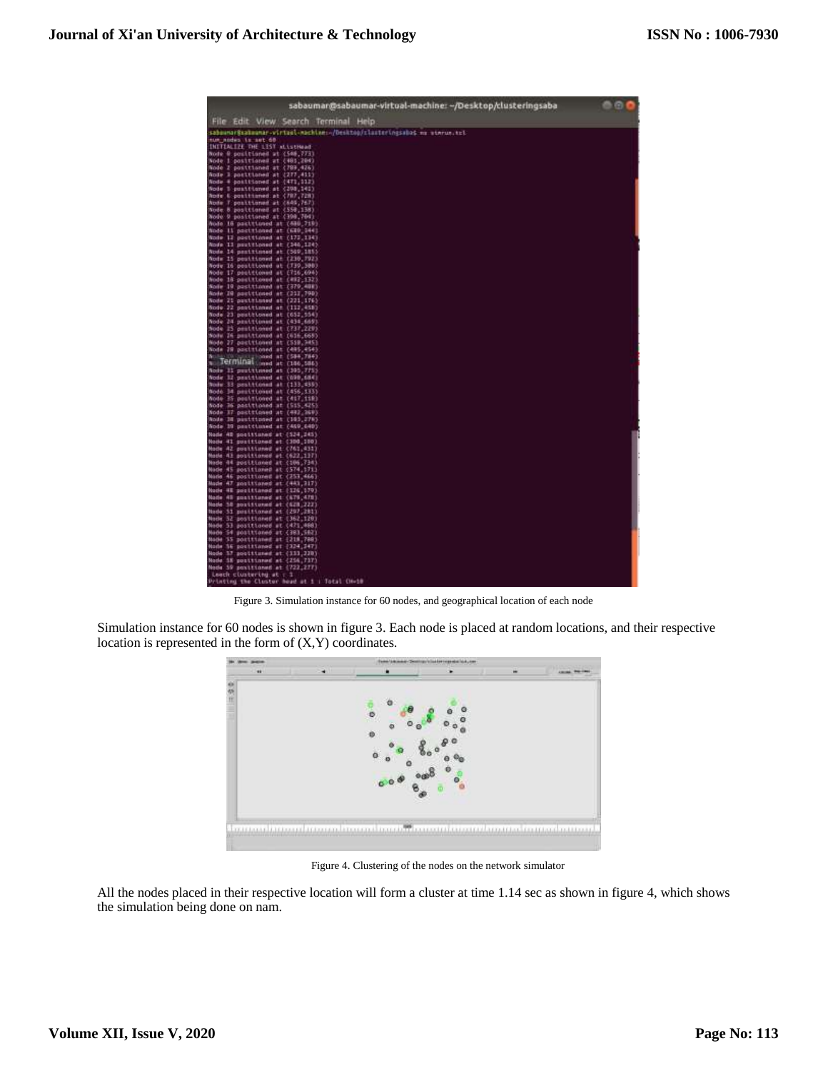Figure 3. Simulation instance for 60 nodes, and geographical location of each node

Simulation instance for 60 nodes is shown in figure 3. Each node is placed at random locations, and their respective location is represented in the form of (X,Y) coordinates.

Figure 4. Clustering of the nodes on the network simulator

All the nodes placed in their respective location will form a cluster at time 1.14 sec as shown in figure 4, which shows the simulation being done on nam.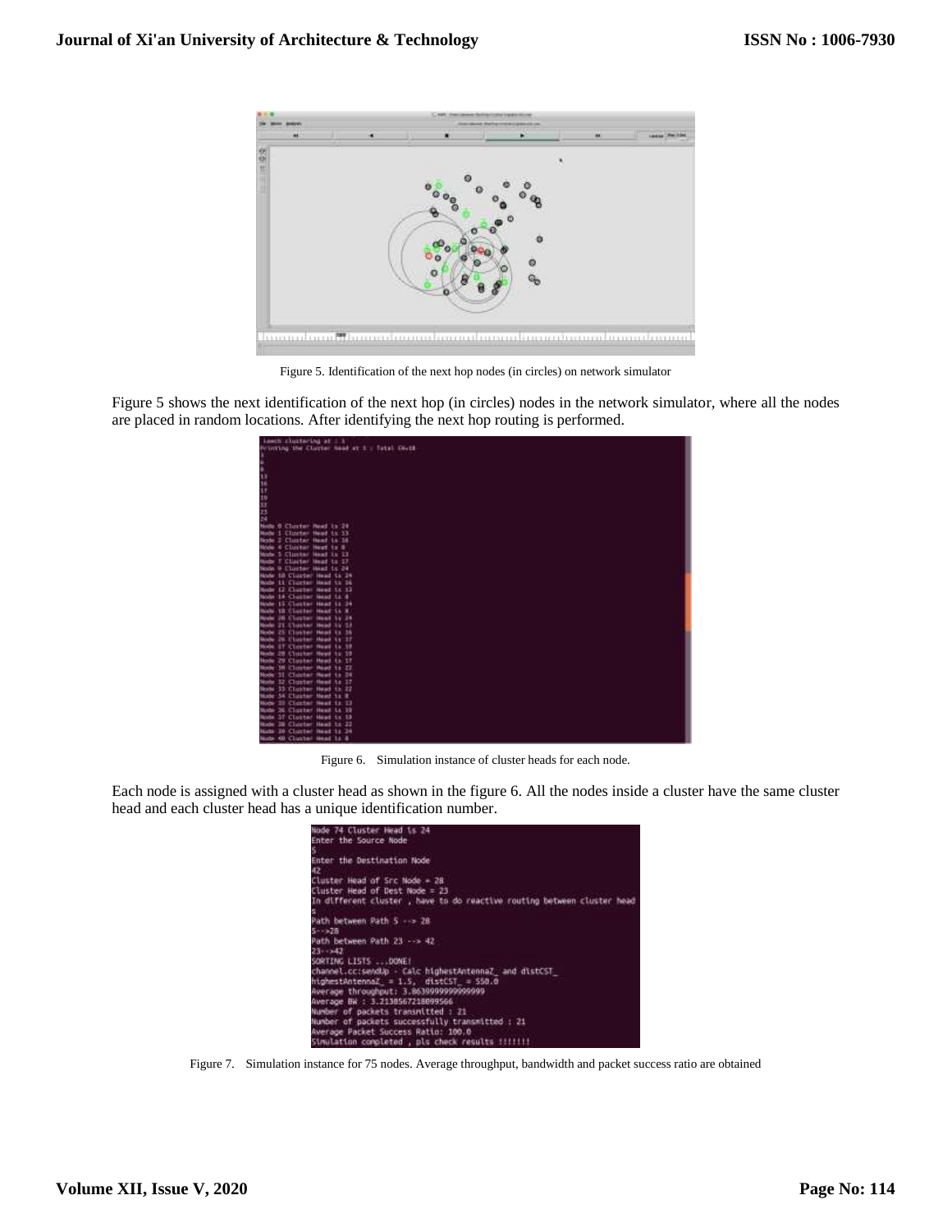Figure 5. Identification of the next hop nodes (in circles) on network simulator

Figure 5 shows the next identification of the next hop (in circles) nodes in the network simulator, where all the nodes are placed in random locations. After identifying the next hop routing is performed.

Figure 6. Simulation instance of cluster heads for each node.

Each node is assigned with a cluster head as shown in the figure 6. All the nodes inside a cluster have the same cluster head and each cluster head has a unique identification number.

Figure 7. Simulation instance for 75 nodes. Average throughput, bandwidth and packet success ratio are obtained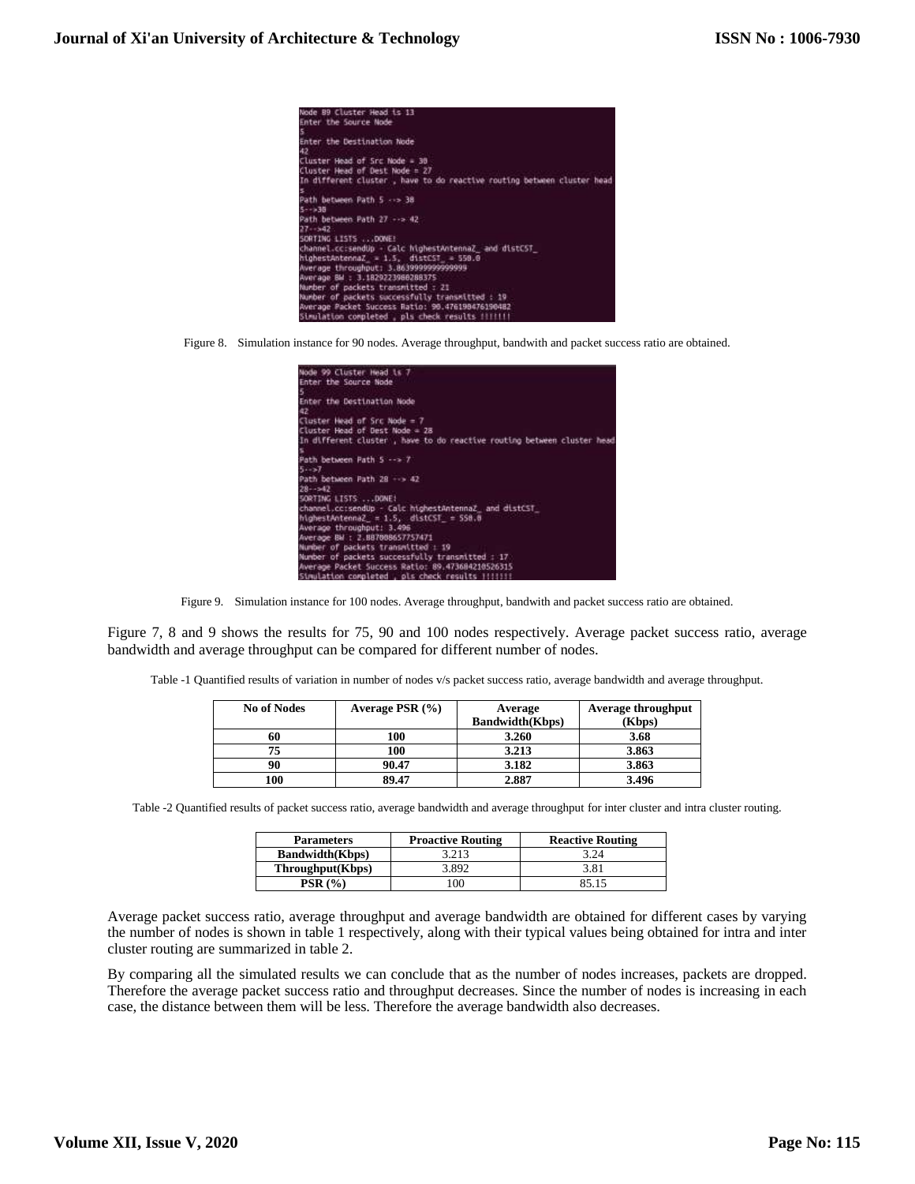```
Node 89 Cluster Head is 13
Enter the Source Node
5
Enter the Destination Node
42
Cluster Head of Src Node = 38
Cluster Head of Dest Node = 27
In different cluster , have to do reactive routing between cluster head
5
Path between Path 5 --> 38
5-->38
Path between Path 27 --> 42
27-->42
SORTING LISTS ...DONE!
channel.cc:sendUp - Calc highestAntennaZ_ and distCST_
highestAntennaZ_ = 1.5,  distCST_ = 550.0
Average throughput: 3.8639999999999999
Average BW : 3.1829223988288375
Number of packets transmitted : 21
Number of packets successfully transmitted : 19
Average Packet Success Ratio: 90.476190476190482
Simulation completed , pls check results !!!!!!!
```

Figure 8. Simulation instance for 90 nodes. Average throughput, bandwith and packet success ratio are obtained.

```
Node 99 Cluster Head is 7
Enter the Source Node
5
Enter the Destination Node
42
Cluster Head of Src Node = 7
Cluster Head of Dest Node = 28
In different cluster , have to do reactive routing between cluster head
5
Path between Path 5 --> 7
5-->7
Path between Path 28 --> 42
28-->42
SORTING LISTS ...DONE!
channel.cc:sendUp - Calc highestAntennaZ_ and distCST_
highestAntennaZ_ = 1.5,  distCST_ = 550.0
Average throughput: 3.496
Average BW : 2.887008657757471
Number of packets transmitted : 19
Number of packets successfully transmitted : 17
Average Packet Success Ratio: 89.473684210526315
Simulation completed , pls check results !!!!!!!
```

Figure 9. Simulation instance for 100 nodes. Average throughput, bandwith and packet success ratio are obtained.

Figure 7, 8 and 9 shows the results for 75, 90 and 100 nodes respectively. Average packet success ratio, average bandwidth and average throughput can be compared for different number of nodes.

Table -1 Quantified results of variation in number of nodes v/s packet success ratio, average bandwidth and average throughput.

| No of Nodes | Average PSR (%) | Average Bandwidth(Kbps) | Average throughput (Kbps) |
|---|---|---|---|
| 60 | 100 | 3.260 | 3.68 |
| 75 | 100 | 3.213 | 3.863 |
| 90 | 90.47 | 3.182 | 3.863 |
| 100 | 89.47 | 2.887 | 3.496 |

Table -2 Quantified results of packet success ratio, average bandwidth and average throughput for inter cluster and intra cluster routing.

| Parameters | Proactive Routing | Reactive Routing |
|---|---|---|
| Bandwidth(Kbps) | 3.213 | 3.24 |
| Throughput(Kbps) | 3.892 | 3.81 |
| PSR (%) | 100 | 85.15 |

Average packet success ratio, average throughput and average bandwidth are obtained for different cases by varying the number of nodes is shown in table 1 respectively, along with their typical values being obtained for intra and inter cluster routing are summarized in table 2.

By comparing all the simulated results we can conclude that as the number of nodes increases, packets are dropped. Therefore the average packet success ratio and throughput decreases. Since the number of nodes is increasing in each case, the distance between them will be less. Therefore the average bandwidth also decreases.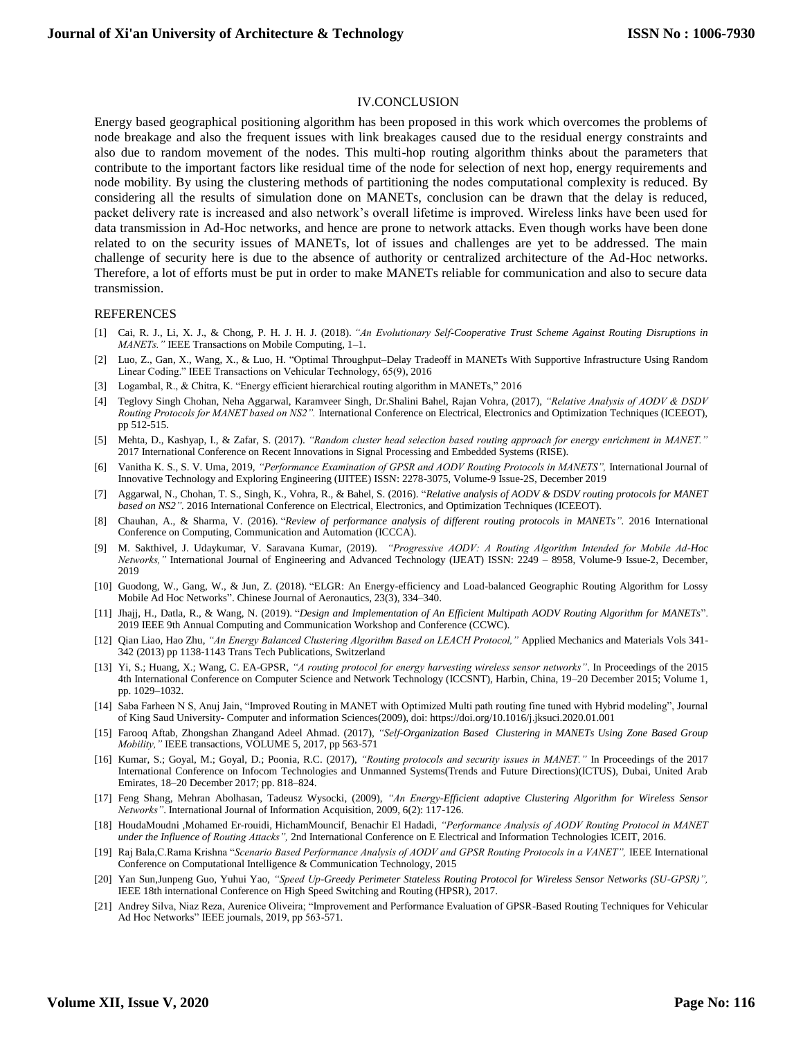## IV.CONCLUSION

Energy based geographical positioning algorithm has been proposed in this work which overcomes the problems of node breakage and also the frequent issues with link breakages caused due to the residual energy constraints and also due to random movement of the nodes. This multi-hop routing algorithm thinks about the parameters that contribute to the important factors like residual time of the node for selection of next hop, energy requirements and node mobility. By using the clustering methods of partitioning the nodes computational complexity is reduced. By considering all the results of simulation done on MANETs, conclusion can be drawn that the delay is reduced, packet delivery rate is increased and also network's overall lifetime is improved. Wireless links have been used for data transmission in Ad-Hoc networks, and hence are prone to network attacks. Even though works have been done related to on the security issues of MANETs, lot of issues and challenges are yet to be addressed. The main challenge of security here is due to the absence of authority or centralized architecture of the Ad-Hoc networks. Therefore, a lot of efforts must be put in order to make MANETs reliable for communication and also to secure data transmission.

## REFERENCES

[1] Cai, R. J., Li, X. J., & Chong, P. H. J. H. J. (2018). *"An Evolutionary Self-Cooperative Trust Scheme Against Routing Disruptions in MANETs."* IEEE Transactions on Mobile Computing, 1–1.

[2] Luo, Z., Gan, X., Wang, X., & Luo, H. "Optimal Throughput–Delay Tradeoff in MANETs With Supportive Infrastructure Using Random Linear Coding." IEEE Transactions on Vehicular Technology, 65(9), 2016

[3] Logambal, R., & Chitra, K. "Energy efficient hierarchical routing algorithm in MANETs," 2016

[4] Teglovy Singh Chohan, Neha Aggarwal, Karamveer Singh, Dr.Shalini Bahel, Rajan Vohra, (2017), *"Relative Analysis of AODV & DSDV Routing Protocols for MANET based on NS2".* International Conference on Electrical, Electronics and Optimization Techniques (ICEEOT), pp 512-515.

[5] Mehta, D., Kashyap, I., & Zafar, S. (2017). *"Random cluster head selection based routing approach for energy enrichment in MANET."* 2017 International Conference on Recent Innovations in Signal Processing and Embedded Systems (RISE).

[6] Vanitha K. S., S. V. Uma, 2019, *"Performance Examination of GPSR and AODV Routing Protocols in MANETS",* International Journal of Innovative Technology and Exploring Engineering (IJITEE) ISSN: 2278-3075, Volume-9 Issue-2S, December 2019

[7] Aggarwal, N., Chohan, T. S., Singh, K., Vohra, R., & Bahel, S. (2016). "*Relative analysis of AODV & DSDV routing protocols for MANET based on NS2".* 2016 International Conference on Electrical, Electronics, and Optimization Techniques (ICEEOT).

[8] Chauhan, A., & Sharma, V. (2016). "*Review of performance analysis of different routing protocols in MANETs".* 2016 International Conference on Computing, Communication and Automation (ICCCA).

[9] M. Sakthivel, J. Udaykumar, V. Saravana Kumar, (2019). *"Progressive AODV: A Routing Algorithm Intended for Mobile Ad-Hoc Networks,"* International Journal of Engineering and Advanced Technology (IJEAT) ISSN: 2249 – 8958, Volume-9 Issue-2, December, 2019

[10] Guodong, W., Gang, W., & Jun, Z. (2018). "ELGR: An Energy-efficiency and Load-balanced Geographic Routing Algorithm for Lossy Mobile Ad Hoc Networks". Chinese Journal of Aeronautics, 23(3), 334–340.

[11] Jhajj, H., Datla, R., & Wang, N. (2019). "*Design and Implementation of An Efficient Multipath AODV Routing Algorithm for MANETs*". 2019 IEEE 9th Annual Computing and Communication Workshop and Conference (CCWC).

[12] Qian Liao, Hao Zhu, *"An Energy Balanced Clustering Algorithm Based on LEACH Protocol,"* Applied Mechanics and Materials Vols 341-342 (2013) pp 1138-1143 Trans Tech Publications, Switzerland

[13] Yi, S.; Huang, X.; Wang, C. EA-GPSR, *"A routing protocol for energy harvesting wireless sensor networks"*. In Proceedings of the 2015 4th International Conference on Computer Science and Network Technology (ICCSNT), Harbin, China, 19–20 December 2015; Volume 1, pp. 1029–1032.

[14] Saba Farheen N S, Anuj Jain, "Improved Routing in MANET with Optimized Multi path routing fine tuned with Hybrid modeling", Journal of King Saud University- Computer and information Sciences(2009), doi: https://doi.org/10.1016/j.jksuci.2020.01.001

[15] Farooq Aftab, Zhongshan Zhangand Adeel Ahmad. (2017), *"Self-Organization Based Clustering in MANETs Using Zone Based Group Mobility,"* IEEE transactions, VOLUME 5, 2017, pp 563-571

[16] Kumar, S.; Goyal, M.; Goyal, D.; Poonia, R.C. (2017), *"Routing protocols and security issues in MANET."* In Proceedings of the 2017 International Conference on Infocom Technologies and Unmanned Systems(Trends and Future Directions)(ICTUS), Dubai, United Arab Emirates, 18–20 December 2017; pp. 818–824.

[17] Feng Shang, Mehran Abolhasan, Tadeusz Wysocki, (2009), *"An Energy-Efficient adaptive Clustering Algorithm for Wireless Sensor Networks"*. International Journal of Information Acquisition, 2009, 6(2): 117-126.

[18] HoudaMoudni ,Mohamed Er-rouidi, HichamMouncif, Benachir El Hadadi, *"Performance Analysis of AODV Routing Protocol in MANET under the Influence of Routing Attacks",* 2nd International Conference on E Electrical and Information Technologies ICEIT, 2016.

[19] Raj Bala,C.Rama Krishna "*Scenario Based Performance Analysis of AODV and GPSR Routing Protocols in a VANET",* IEEE International Conference on Computational Intelligence & Communication Technology, 2015

[20] Yan Sun,Junpeng Guo, Yuhui Yao, *"Speed Up-Greedy Perimeter Stateless Routing Protocol for Wireless Sensor Networks (SU-GPSR)",* IEEE 18th international Conference on High Speed Switching and Routing (HPSR), 2017.

[21] Andrey Silva, Niaz Reza, Aurenice Oliveira; "Improvement and Performance Evaluation of GPSR-Based Routing Techniques for Vehicular Ad Hoc Networks" IEEE journals, 2019, pp 563-571.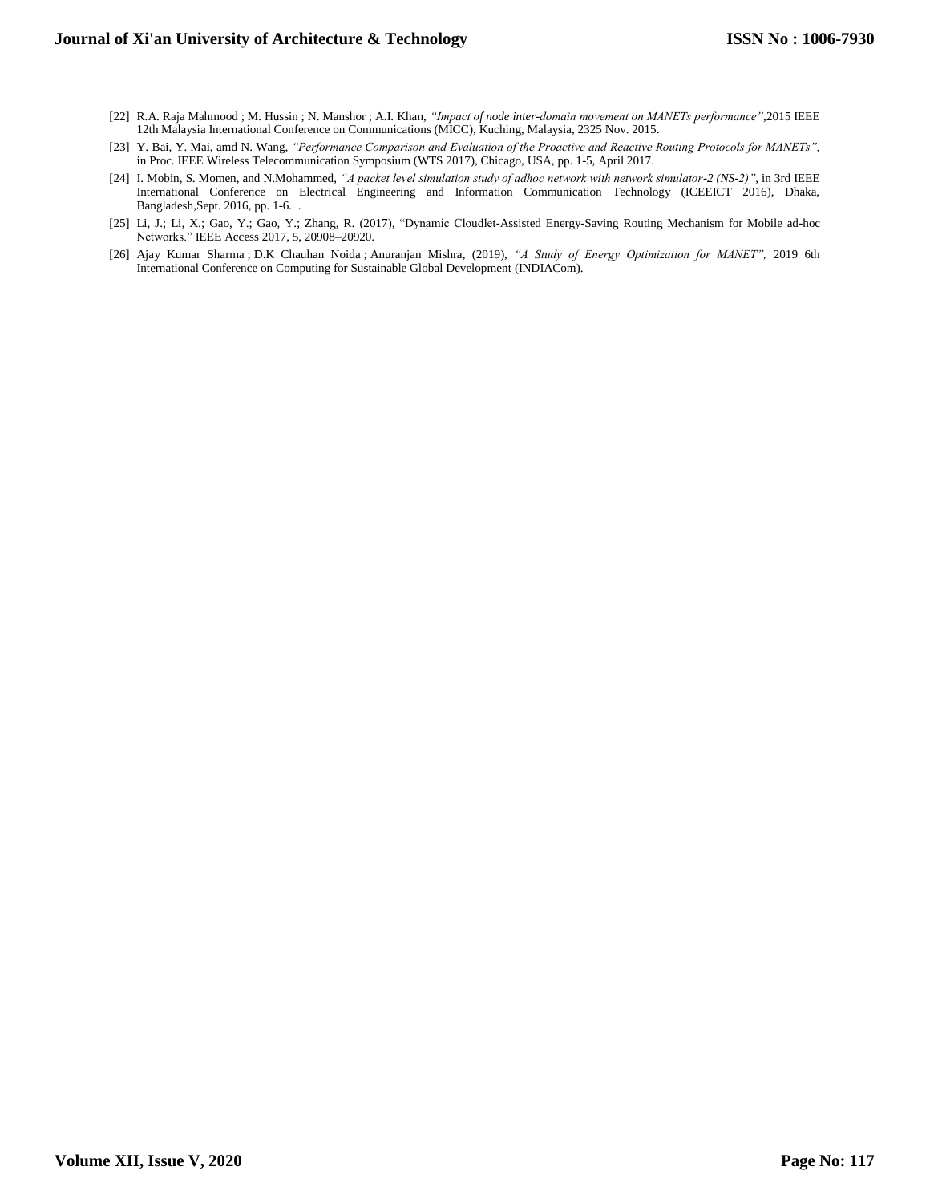[22] R.A. Raja Mahmood ; M. Hussin ; N. Manshor ; A.I. Khan, *"Impact of node inter-domain movement on MANETs performance"*,2015 IEEE 12th Malaysia International Conference on Communications (MICC), Kuching, Malaysia, 2325 Nov. 2015.

[23] Y. Bai, Y. Mai, amd N. Wang, *"Performance Comparison and Evaluation of the Proactive and Reactive Routing Protocols for MANETs",* in Proc. IEEE Wireless Telecommunication Symposium (WTS 2017), Chicago, USA, pp. 1-5, April 2017.

[24] I. Mobin, S. Momen, and N.Mohammed, *"A packet level simulation study of adhoc network with network simulator-2 (NS-2)"*, in 3rd IEEE International Conference on Electrical Engineering and Information Communication Technology (ICEEICT 2016), Dhaka, Bangladesh,Sept. 2016, pp. 1-6. .

[25] Li, J.; Li, X.; Gao, Y.; Gao, Y.; Zhang, R. (2017), "Dynamic Cloudlet-Assisted Energy-Saving Routing Mechanism for Mobile ad-hoc Networks." IEEE Access 2017, 5, 20908–20920.

[26] Ajay Kumar Sharma ; D.K Chauhan Noida ; Anuranjan Mishra, (2019), *"A Study of Energy Optimization for MANET",* 2019 6th International Conference on Computing for Sustainable Global Development (INDIACom).